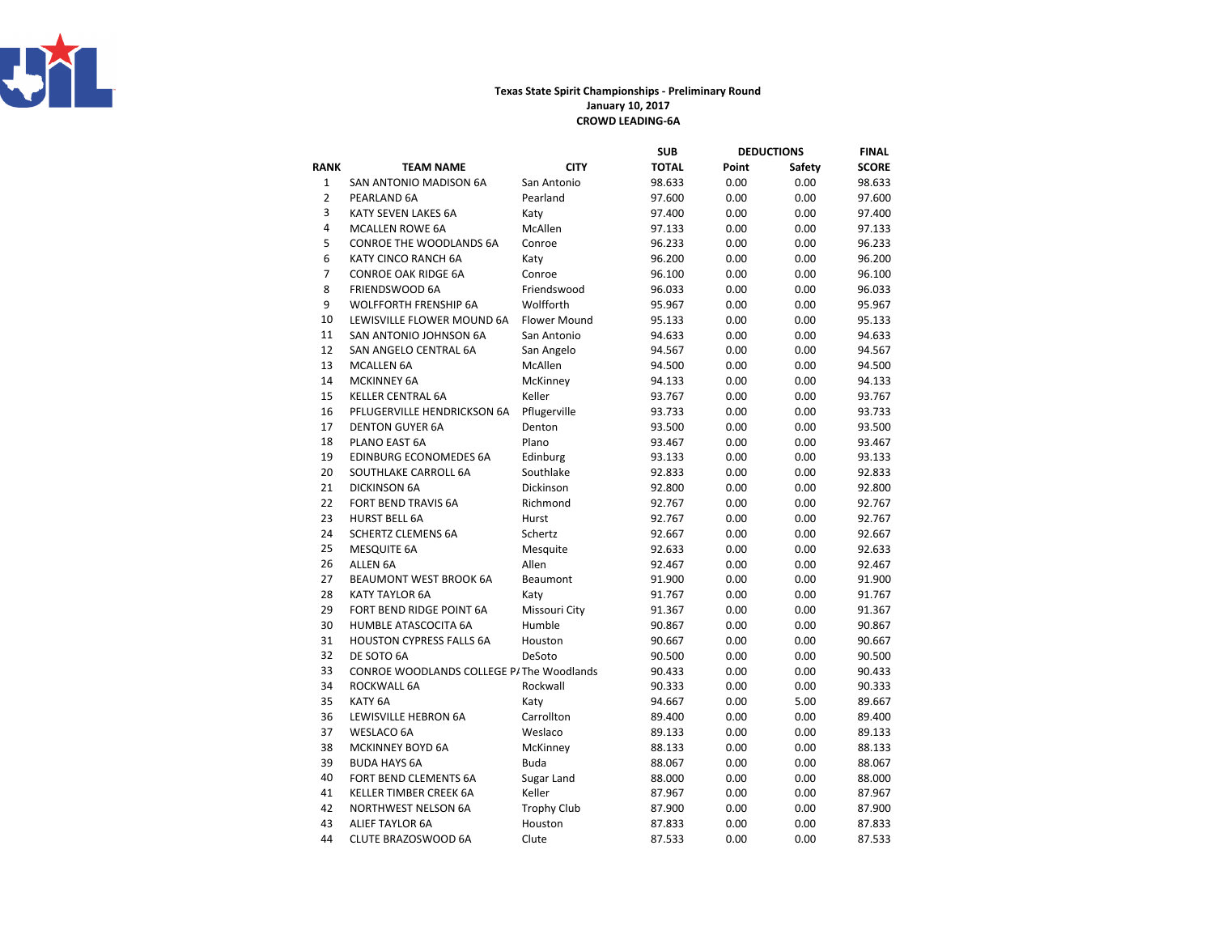**Texas State Spirit Championships - Preliminary Round**
**January 10, 2017**
**CROWD LEADING-6A**

| RANK | TEAM NAME | CITY | SUB TOTAL | DEDUCTIONS Point | DEDUCTIONS Safety | FINAL SCORE |
|---|---|---|---|---|---|---|
| 1 | SAN ANTONIO MADISON 6A | San Antonio | 98.633 | 0.00 | 0.00 | 98.633 |
| 2 | PEARLAND 6A | Pearland | 97.600 | 0.00 | 0.00 | 97.600 |
| 3 | KATY SEVEN LAKES 6A | Katy | 97.400 | 0.00 | 0.00 | 97.400 |
| 4 | MCALLEN ROWE 6A | McAllen | 97.133 | 0.00 | 0.00 | 97.133 |
| 5 | CONROE THE WOODLANDS 6A | Conroe | 96.233 | 0.00 | 0.00 | 96.233 |
| 6 | KATY CINCO RANCH 6A | Katy | 96.200 | 0.00 | 0.00 | 96.200 |
| 7 | CONROE OAK RIDGE 6A | Conroe | 96.100 | 0.00 | 0.00 | 96.100 |
| 8 | FRIENDSWOOD 6A | Friendswood | 96.033 | 0.00 | 0.00 | 96.033 |
| 9 | WOLFFORTH FRENSHIP 6A | Wolfforth | 95.967 | 0.00 | 0.00 | 95.967 |
| 10 | LEWISVILLE FLOWER MOUND 6A | Flower Mound | 95.133 | 0.00 | 0.00 | 95.133 |
| 11 | SAN ANTONIO JOHNSON 6A | San Antonio | 94.633 | 0.00 | 0.00 | 94.633 |
| 12 | SAN ANGELO CENTRAL 6A | San Angelo | 94.567 | 0.00 | 0.00 | 94.567 |
| 13 | MCALLEN 6A | McAllen | 94.500 | 0.00 | 0.00 | 94.500 |
| 14 | MCKINNEY 6A | McKinney | 94.133 | 0.00 | 0.00 | 94.133 |
| 15 | KELLER CENTRAL 6A | Keller | 93.767 | 0.00 | 0.00 | 93.767 |
| 16 | PFLUGERVILLE HENDRICKSON 6A | Pflugerville | 93.733 | 0.00 | 0.00 | 93.733 |
| 17 | DENTON GUYER 6A | Denton | 93.500 | 0.00 | 0.00 | 93.500 |
| 18 | PLANO EAST 6A | Plano | 93.467 | 0.00 | 0.00 | 93.467 |
| 19 | EDINBURG ECONOMEDES 6A | Edinburg | 93.133 | 0.00 | 0.00 | 93.133 |
| 20 | SOUTHLAKE CARROLL 6A | Southlake | 92.833 | 0.00 | 0.00 | 92.833 |
| 21 | DICKINSON 6A | Dickinson | 92.800 | 0.00 | 0.00 | 92.800 |
| 22 | FORT BEND TRAVIS 6A | Richmond | 92.767 | 0.00 | 0.00 | 92.767 |
| 23 | HURST BELL 6A | Hurst | 92.767 | 0.00 | 0.00 | 92.767 |
| 24 | SCHERTZ CLEMENS 6A | Schertz | 92.667 | 0.00 | 0.00 | 92.667 |
| 25 | MESQUITE 6A | Mesquite | 92.633 | 0.00 | 0.00 | 92.633 |
| 26 | ALLEN 6A | Allen | 92.467 | 0.00 | 0.00 | 92.467 |
| 27 | BEAUMONT WEST BROOK 6A | Beaumont | 91.900 | 0.00 | 0.00 | 91.900 |
| 28 | KATY TAYLOR 6A | Katy | 91.767 | 0.00 | 0.00 | 91.767 |
| 29 | FORT BEND RIDGE POINT 6A | Missouri City | 91.367 | 0.00 | 0.00 | 91.367 |
| 30 | HUMBLE ATASCOCITA 6A | Humble | 90.867 | 0.00 | 0.00 | 90.867 |
| 31 | HOUSTON CYPRESS FALLS 6A | Houston | 90.667 | 0.00 | 0.00 | 90.667 |
| 32 | DE SOTO 6A | DeSoto | 90.500 | 0.00 | 0.00 | 90.500 |
| 33 | CONROE WOODLANDS COLLEGE P/ | The Woodlands | 90.433 | 0.00 | 0.00 | 90.433 |
| 34 | ROCKWALL 6A | Rockwall | 90.333 | 0.00 | 0.00 | 90.333 |
| 35 | KATY 6A | Katy | 94.667 | 0.00 | 5.00 | 89.667 |
| 36 | LEWISVILLE HEBRON 6A | Carrollton | 89.400 | 0.00 | 0.00 | 89.400 |
| 37 | WESLACO 6A | Weslaco | 89.133 | 0.00 | 0.00 | 89.133 |
| 38 | MCKINNEY BOYD 6A | McKinney | 88.133 | 0.00 | 0.00 | 88.133 |
| 39 | BUDA HAYS 6A | Buda | 88.067 | 0.00 | 0.00 | 88.067 |
| 40 | FORT BEND CLEMENTS 6A | Sugar Land | 88.000 | 0.00 | 0.00 | 88.000 |
| 41 | KELLER TIMBER CREEK 6A | Keller | 87.967 | 0.00 | 0.00 | 87.967 |
| 42 | NORTHWEST NELSON 6A | Trophy Club | 87.900 | 0.00 | 0.00 | 87.900 |
| 43 | ALIEF TAYLOR 6A | Houston | 87.833 | 0.00 | 0.00 | 87.833 |
| 44 | CLUTE BRAZOSWOOD 6A | Clute | 87.533 | 0.00 | 0.00 | 87.533 |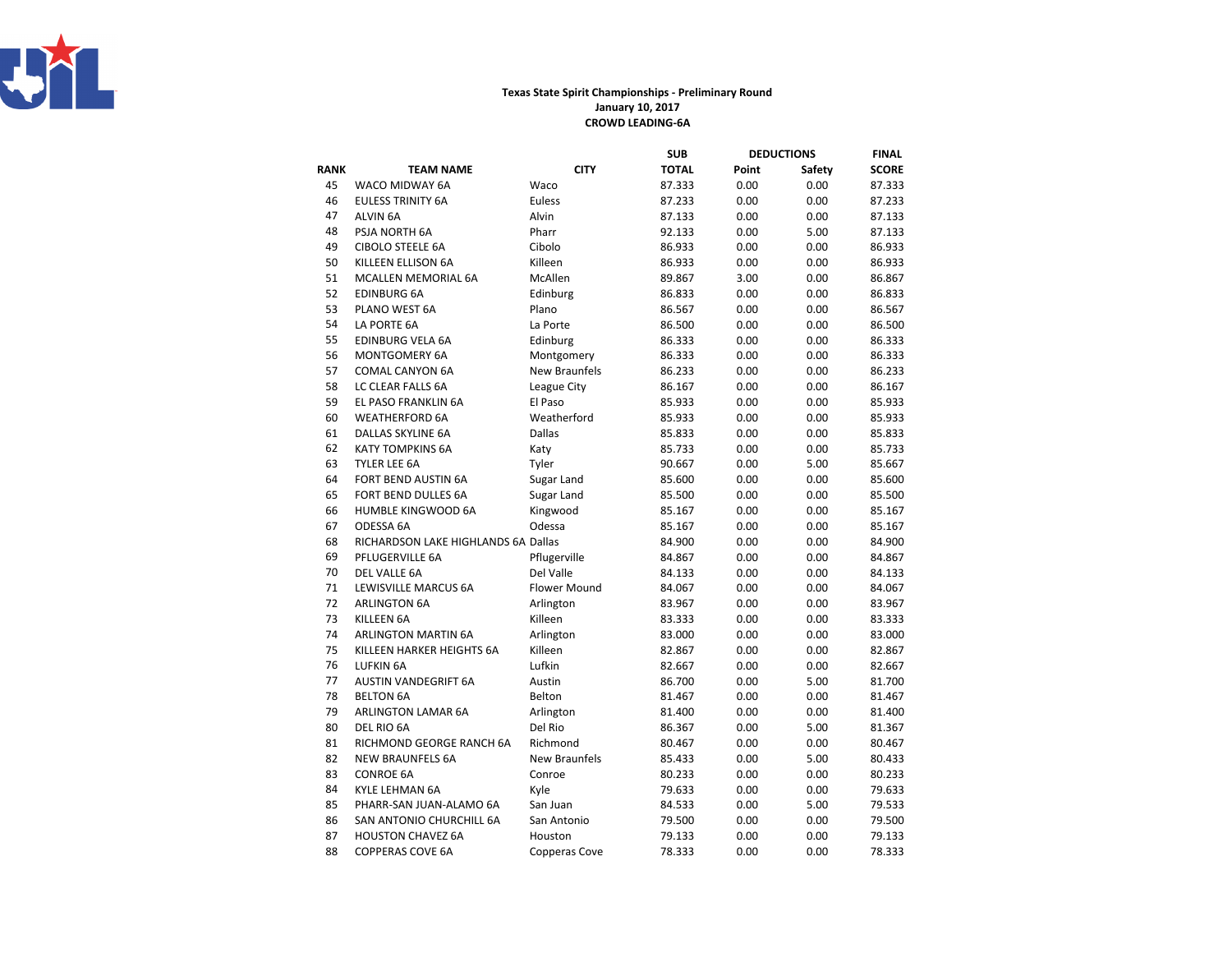**Texas State Spirit Championships - Preliminary Round**
**January 10, 2017**
**CROWD LEADING-6A**

| RANK | TEAM NAME | CITY | SUB TOTAL | DEDUCTIONS Point | DEDUCTIONS Safety | FINAL SCORE |
|---|---|---|---|---|---|---|
| 45 | WACO MIDWAY 6A | Waco | 87.333 | 0.00 | 0.00 | 87.333 |
| 46 | EULESS TRINITY 6A | Euless | 87.233 | 0.00 | 0.00 | 87.233 |
| 47 | ALVIN 6A | Alvin | 87.133 | 0.00 | 0.00 | 87.133 |
| 48 | PSJA NORTH 6A | Pharr | 92.133 | 0.00 | 5.00 | 87.133 |
| 49 | CIBOLO STEELE 6A | Cibolo | 86.933 | 0.00 | 0.00 | 86.933 |
| 50 | KILLEEN ELLISON 6A | Killeen | 86.933 | 0.00 | 0.00 | 86.933 |
| 51 | MCALLEN MEMORIAL 6A | McAllen | 89.867 | 3.00 | 0.00 | 86.867 |
| 52 | EDINBURG 6A | Edinburg | 86.833 | 0.00 | 0.00 | 86.833 |
| 53 | PLANO WEST 6A | Plano | 86.567 | 0.00 | 0.00 | 86.567 |
| 54 | LA PORTE 6A | La Porte | 86.500 | 0.00 | 0.00 | 86.500 |
| 55 | EDINBURG VELA 6A | Edinburg | 86.333 | 0.00 | 0.00 | 86.333 |
| 56 | MONTGOMERY 6A | Montgomery | 86.333 | 0.00 | 0.00 | 86.333 |
| 57 | COMAL CANYON 6A | New Braunfels | 86.233 | 0.00 | 0.00 | 86.233 |
| 58 | LC CLEAR FALLS 6A | League City | 86.167 | 0.00 | 0.00 | 86.167 |
| 59 | EL PASO FRANKLIN 6A | El Paso | 85.933 | 0.00 | 0.00 | 85.933 |
| 60 | WEATHERFORD 6A | Weatherford | 85.933 | 0.00 | 0.00 | 85.933 |
| 61 | DALLAS SKYLINE 6A | Dallas | 85.833 | 0.00 | 0.00 | 85.833 |
| 62 | KATY TOMPKINS 6A | Katy | 85.733 | 0.00 | 0.00 | 85.733 |
| 63 | TYLER LEE 6A | Tyler | 90.667 | 0.00 | 5.00 | 85.667 |
| 64 | FORT BEND AUSTIN 6A | Sugar Land | 85.600 | 0.00 | 0.00 | 85.600 |
| 65 | FORT BEND DULLES 6A | Sugar Land | 85.500 | 0.00 | 0.00 | 85.500 |
| 66 | HUMBLE KINGWOOD 6A | Kingwood | 85.167 | 0.00 | 0.00 | 85.167 |
| 67 | ODESSA 6A | Odessa | 85.167 | 0.00 | 0.00 | 85.167 |
| 68 | RICHARDSON LAKE HIGHLANDS 6A | Dallas | 84.900 | 0.00 | 0.00 | 84.900 |
| 69 | PFLUGERVILLE 6A | Pflugerville | 84.867 | 0.00 | 0.00 | 84.867 |
| 70 | DEL VALLE 6A | Del Valle | 84.133 | 0.00 | 0.00 | 84.133 |
| 71 | LEWISVILLE MARCUS 6A | Flower Mound | 84.067 | 0.00 | 0.00 | 84.067 |
| 72 | ARLINGTON 6A | Arlington | 83.967 | 0.00 | 0.00 | 83.967 |
| 73 | KILLEEN 6A | Killeen | 83.333 | 0.00 | 0.00 | 83.333 |
| 74 | ARLINGTON MARTIN 6A | Arlington | 83.000 | 0.00 | 0.00 | 83.000 |
| 75 | KILLEEN HARKER HEIGHTS 6A | Killeen | 82.867 | 0.00 | 0.00 | 82.867 |
| 76 | LUFKIN 6A | Lufkin | 82.667 | 0.00 | 0.00 | 82.667 |
| 77 | AUSTIN VANDEGRIFT 6A | Austin | 86.700 | 0.00 | 5.00 | 81.700 |
| 78 | BELTON 6A | Belton | 81.467 | 0.00 | 0.00 | 81.467 |
| 79 | ARLINGTON LAMAR 6A | Arlington | 81.400 | 0.00 | 0.00 | 81.400 |
| 80 | DEL RIO 6A | Del Rio | 86.367 | 0.00 | 5.00 | 81.367 |
| 81 | RICHMOND GEORGE RANCH 6A | Richmond | 80.467 | 0.00 | 0.00 | 80.467 |
| 82 | NEW BRAUNFELS 6A | New Braunfels | 85.433 | 0.00 | 5.00 | 80.433 |
| 83 | CONROE 6A | Conroe | 80.233 | 0.00 | 0.00 | 80.233 |
| 84 | KYLE LEHMAN 6A | Kyle | 79.633 | 0.00 | 0.00 | 79.633 |
| 85 | PHARR-SAN JUAN-ALAMO 6A | San Juan | 84.533 | 0.00 | 5.00 | 79.533 |
| 86 | SAN ANTONIO CHURCHILL 6A | San Antonio | 79.500 | 0.00 | 0.00 | 79.500 |
| 87 | HOUSTON CHAVEZ 6A | Houston | 79.133 | 0.00 | 0.00 | 79.133 |
| 88 | COPPERAS COVE 6A | Copperas Cove | 78.333 | 0.00 | 0.00 | 78.333 |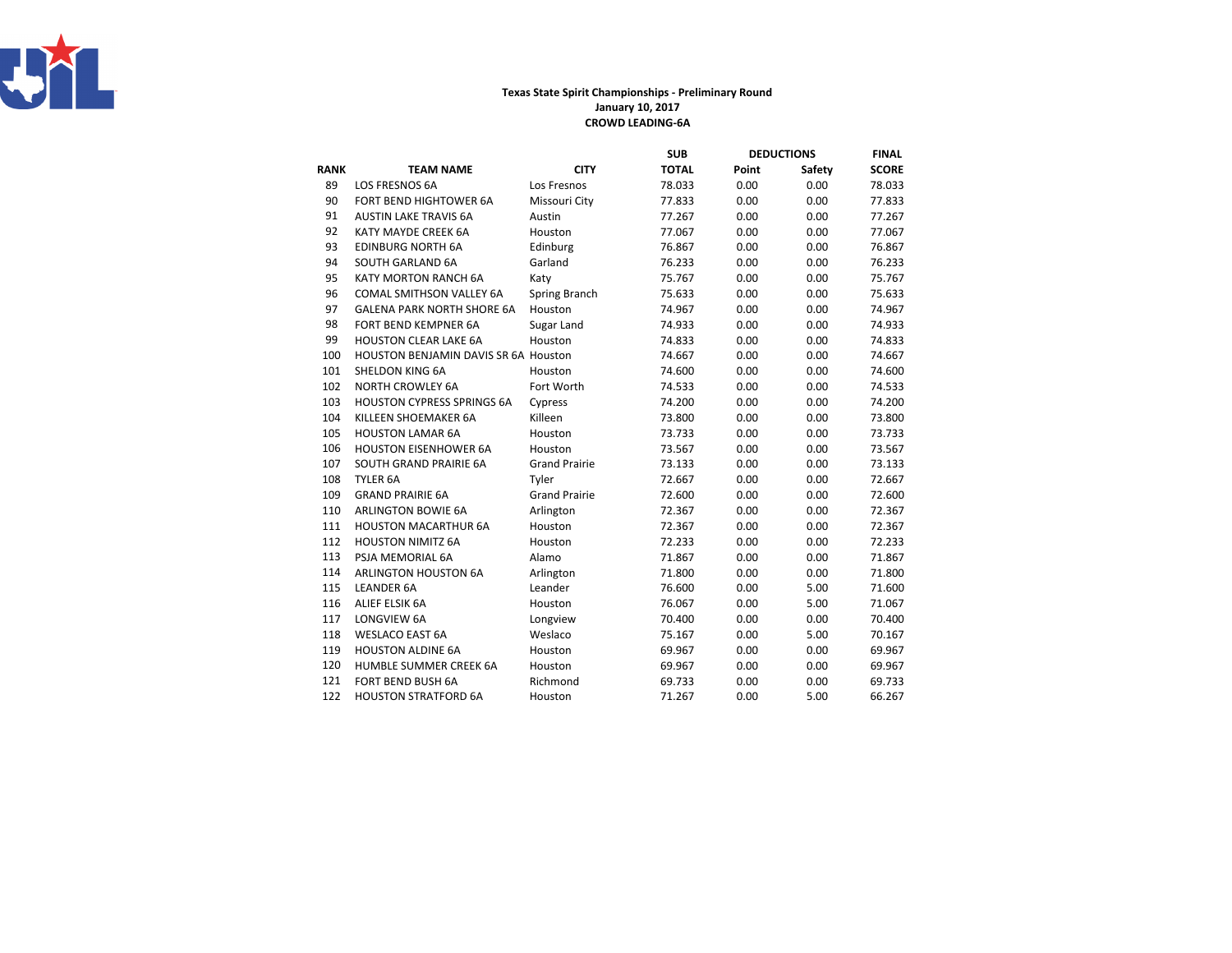**Texas State Spirit Championships - Preliminary Round**
**January 10, 2017**
**CROWD LEADING-6A**

| RANK | TEAM NAME | CITY | SUB TOTAL | DEDUCTIONS Point | DEDUCTIONS Safety | FINAL SCORE |
|---|---|---|---|---|---|---|
| 89 | LOS FRESNOS 6A | Los Fresnos | 78.033 | 0.00 | 0.00 | 78.033 |
| 90 | FORT BEND HIGHTOWER 6A | Missouri City | 77.833 | 0.00 | 0.00 | 77.833 |
| 91 | AUSTIN LAKE TRAVIS 6A | Austin | 77.267 | 0.00 | 0.00 | 77.267 |
| 92 | KATY MAYDE CREEK 6A | Houston | 77.067 | 0.00 | 0.00 | 77.067 |
| 93 | EDINBURG NORTH 6A | Edinburg | 76.867 | 0.00 | 0.00 | 76.867 |
| 94 | SOUTH GARLAND 6A | Garland | 76.233 | 0.00 | 0.00 | 76.233 |
| 95 | KATY MORTON RANCH 6A | Katy | 75.767 | 0.00 | 0.00 | 75.767 |
| 96 | COMAL SMITHSON VALLEY 6A | Spring Branch | 75.633 | 0.00 | 0.00 | 75.633 |
| 97 | GALENA PARK NORTH SHORE 6A | Houston | 74.967 | 0.00 | 0.00 | 74.967 |
| 98 | FORT BEND KEMPNER 6A | Sugar Land | 74.933 | 0.00 | 0.00 | 74.933 |
| 99 | HOUSTON CLEAR LAKE 6A | Houston | 74.833 | 0.00 | 0.00 | 74.833 |
| 100 | HOUSTON BENJAMIN DAVIS SR 6A | Houston | 74.667 | 0.00 | 0.00 | 74.667 |
| 101 | SHELDON KING 6A | Houston | 74.600 | 0.00 | 0.00 | 74.600 |
| 102 | NORTH CROWLEY 6A | Fort Worth | 74.533 | 0.00 | 0.00 | 74.533 |
| 103 | HOUSTON CYPRESS SPRINGS 6A | Cypress | 74.200 | 0.00 | 0.00 | 74.200 |
| 104 | KILLEEN SHOEMAKER 6A | Killeen | 73.800 | 0.00 | 0.00 | 73.800 |
| 105 | HOUSTON LAMAR 6A | Houston | 73.733 | 0.00 | 0.00 | 73.733 |
| 106 | HOUSTON EISENHOWER 6A | Houston | 73.567 | 0.00 | 0.00 | 73.567 |
| 107 | SOUTH GRAND PRAIRIE 6A | Grand Prairie | 73.133 | 0.00 | 0.00 | 73.133 |
| 108 | TYLER 6A | Tyler | 72.667 | 0.00 | 0.00 | 72.667 |
| 109 | GRAND PRAIRIE 6A | Grand Prairie | 72.600 | 0.00 | 0.00 | 72.600 |
| 110 | ARLINGTON BOWIE 6A | Arlington | 72.367 | 0.00 | 0.00 | 72.367 |
| 111 | HOUSTON MACARTHUR 6A | Houston | 72.367 | 0.00 | 0.00 | 72.367 |
| 112 | HOUSTON NIMITZ 6A | Houston | 72.233 | 0.00 | 0.00 | 72.233 |
| 113 | PSJA MEMORIAL 6A | Alamo | 71.867 | 0.00 | 0.00 | 71.867 |
| 114 | ARLINGTON HOUSTON 6A | Arlington | 71.800 | 0.00 | 0.00 | 71.800 |
| 115 | LEANDER 6A | Leander | 76.600 | 0.00 | 5.00 | 71.600 |
| 116 | ALIEF ELSIK 6A | Houston | 76.067 | 0.00 | 5.00 | 71.067 |
| 117 | LONGVIEW 6A | Longview | 70.400 | 0.00 | 0.00 | 70.400 |
| 118 | WESLACO EAST 6A | Weslaco | 75.167 | 0.00 | 5.00 | 70.167 |
| 119 | HOUSTON ALDINE 6A | Houston | 69.967 | 0.00 | 0.00 | 69.967 |
| 120 | HUMBLE SUMMER CREEK 6A | Houston | 69.967 | 0.00 | 0.00 | 69.967 |
| 121 | FORT BEND BUSH 6A | Richmond | 69.733 | 0.00 | 0.00 | 69.733 |
| 122 | HOUSTON STRATFORD 6A | Houston | 71.267 | 0.00 | 5.00 | 66.267 |